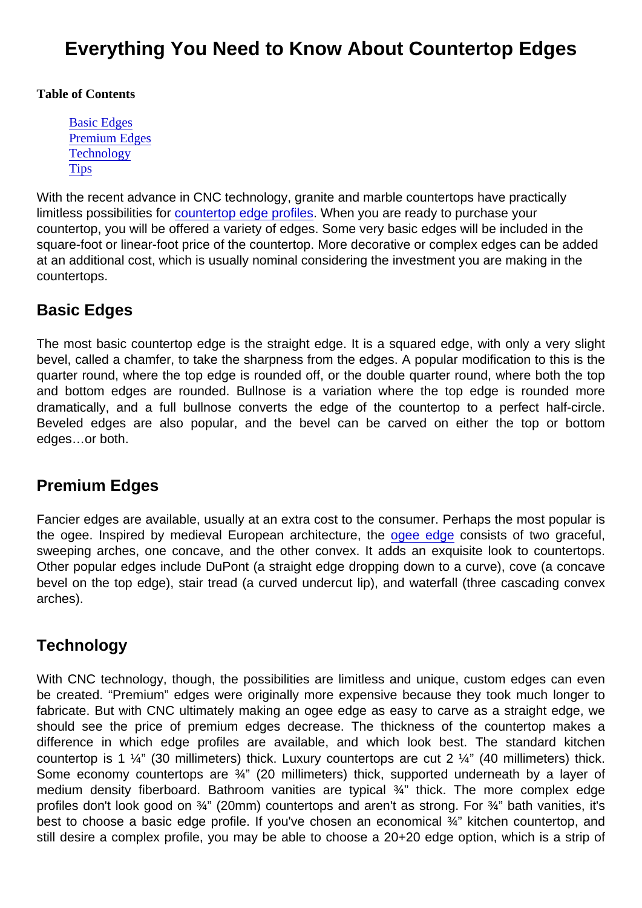# Everything You Need to Know About Countertop Edges

**Table of Contents**

- Basic Edges
- Premium Edges
- Technology
- Tips

With the recent advance in CNC technology, granite and marble countertops have practically limitless possibilities for countertop edge profiles. When you are ready to purchase your countertop, you will be offered a variety of edges. Some very basic edges will be included in the square-foot or linear-foot price of the countertop. More decorative or complex edges can be added at an additional cost, which is usually nominal considering the investment you are making in the countertops.

## Basic Edges

The most basic countertop edge is the straight edge. It is a squared edge, with only a very slight bevel, called a chamfer, to take the sharpness from the edges. A popular modification to this is the quarter round, where the top edge is rounded off, or the double quarter round, where both the top and bottom edges are rounded. Bullnose is a variation where the top edge is rounded more dramatically, and a full bullnose converts the edge of the countertop to a perfect half-circle. Beveled edges are also popular, and the bevel can be carved on either the top or bottom edges…or both.

## Premium Edges

Fancier edges are available, usually at an extra cost to the consumer. Perhaps the most popular is the ogee. Inspired by medieval European architecture, the ogee edge consists of two graceful, sweeping arches, one concave, and the other convex. It adds an exquisite look to countertops. Other popular edges include DuPont (a straight edge dropping down to a curve), cove (a concave bevel on the top edge), stair tread (a curved undercut lip), and waterfall (three cascading convex arches).

## Technology

With CNC technology, though, the possibilities are limitless and unique, custom edges can even be created. "Premium" edges were originally more expensive because they took much longer to fabricate. But with CNC ultimately making an ogee edge as easy to carve as a straight edge, we should see the price of premium edges decrease. The thickness of the countertop makes a difference in which edge profiles are available, and which look best. The standard kitchen countertop is 1 ¼" (30 millimeters) thick. Luxury countertops are cut 2 ¼" (40 millimeters) thick. Some economy countertops are ¾" (20 millimeters) thick, supported underneath by a layer of medium density fiberboard. Bathroom vanities are typical ¾" thick. The more complex edge profiles don't look good on ¾" (20mm) countertops and aren't as strong. For ¾" bath vanities, it's best to choose a basic edge profile. If you've chosen an economical ¾" kitchen countertop, and still desire a complex profile, you may be able to choose a 20+20 edge option, which is a strip of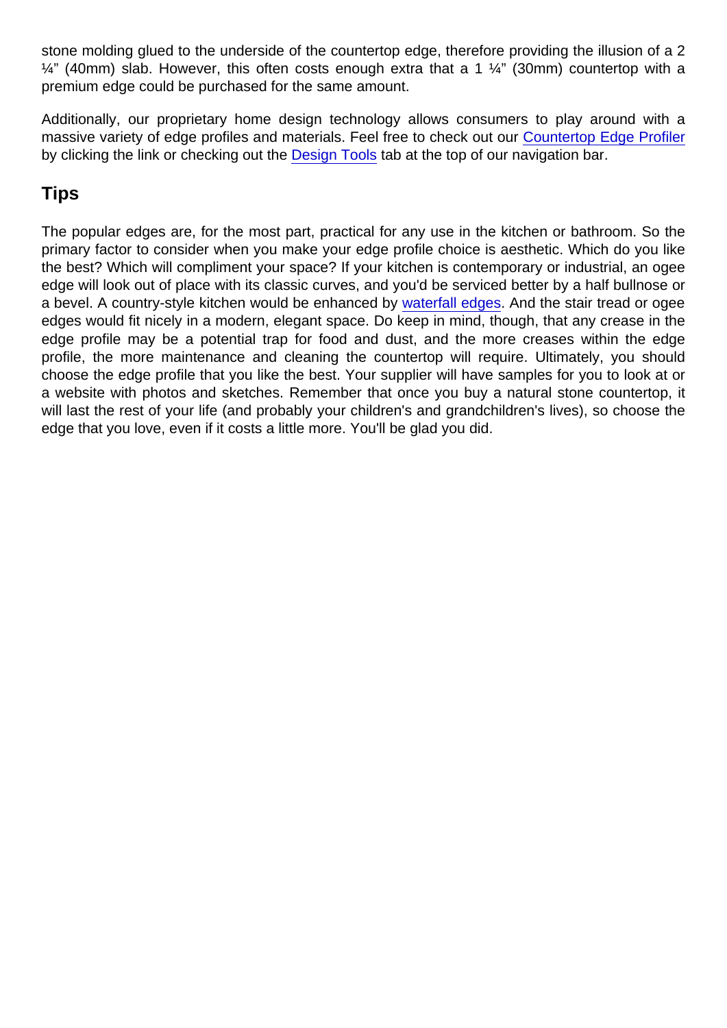stone molding glued to the underside of the countertop edge, therefore providing the illusion of a 2 ¼" (40mm) slab. However, this often costs enough extra that a 1 ¼" (30mm) countertop with a premium edge could be purchased for the same amount.

Additionally, our proprietary home design technology allows consumers to play around with a massive variety of edge profiles and materials. Feel free to check out our Countertop Edge Profiler by clicking the link or checking out the Design Tools tab at the top of our navigation bar.

## Tips

The popular edges are, for the most part, practical for any use in the kitchen or bathroom. So the primary factor to consider when you make your edge profile choice is aesthetic. Which do you like the best? Which will compliment your space? If your kitchen is contemporary or industrial, an ogee edge will look out of place with its classic curves, and you'd be serviced better by a half bullnose or a bevel. A country-style kitchen would be enhanced by waterfall edges. And the stair tread or ogee edges would fit nicely in a modern, elegant space. Do keep in mind, though, that any crease in the edge profile may be a potential trap for food and dust, and the more creases within the edge profile, the more maintenance and cleaning the countertop will require. Ultimately, you should choose the edge profile that you like the best. Your supplier will have samples for you to look at or a website with photos and sketches. Remember that once you buy a natural stone countertop, it will last the rest of your life (and probably your children's and grandchildren's lives), so choose the edge that you love, even if it costs a little more. You'll be glad you did.